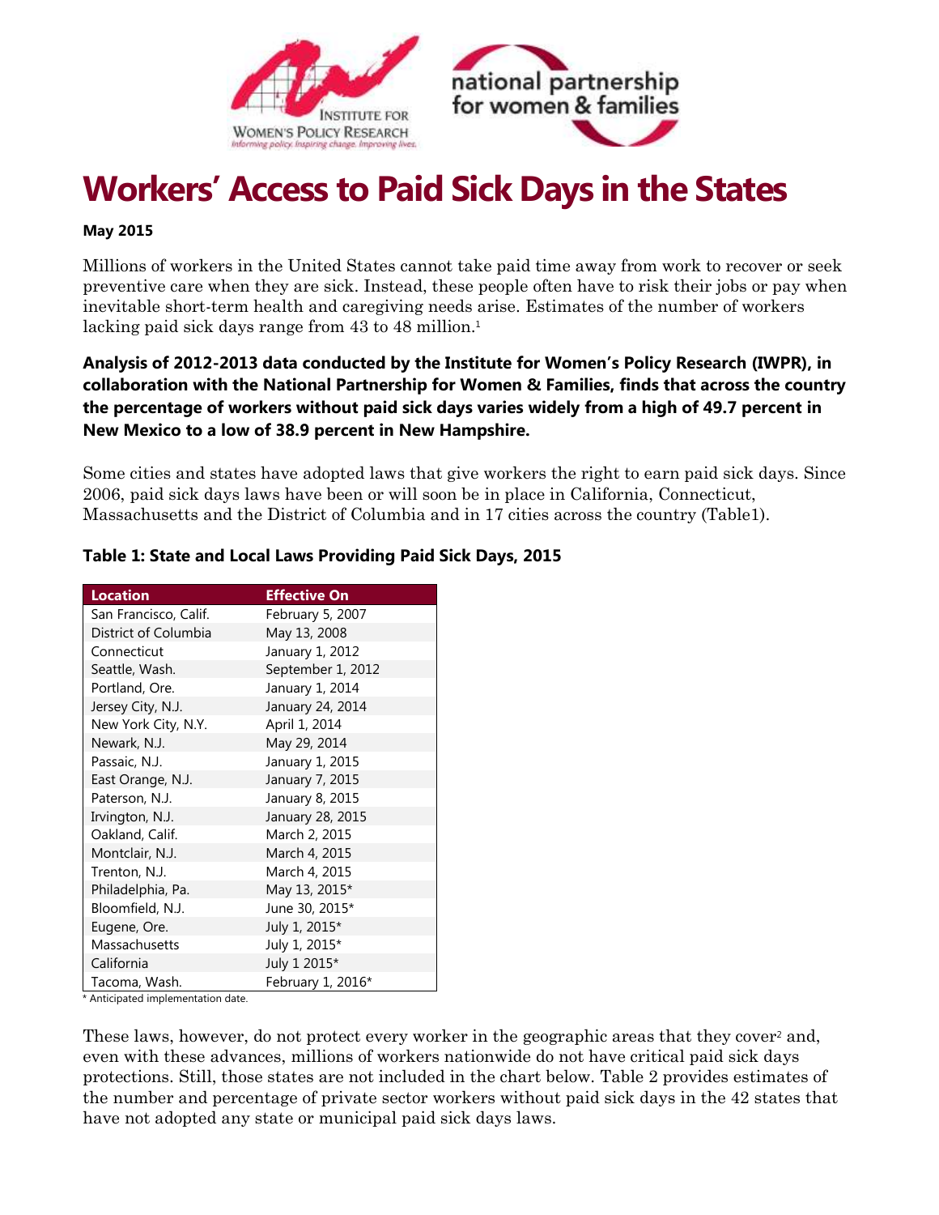# Workers' Access to Paid Sick Days in the States

**May 2015**

Millions of workers in the United States cannot take paid time away from work to recover or seek preventive care when they are sick. Instead, these people often have to risk their jobs or pay when inevitable short-term health and caregiving needs arise. Estimates of the number of workers lacking paid sick days range from 43 to 48 million.[1]

**Analysis of 2012-2013 data conducted by the Institute for Women's Policy Research (IWPR), in collaboration with the National Partnership for Women & Families, finds that across the country the percentage of workers without paid sick days varies widely from a high of 49.7 percent in New Mexico to a low of 38.9 percent in New Hampshire.**

Some cities and states have adopted laws that give workers the right to earn paid sick days. Since 2006, paid sick days laws have been or will soon be in place in California, Connecticut, Massachusetts and the District of Columbia and in 17 cities across the country (Table1).

**Table 1: State and Local Laws Providing Paid Sick Days, 2015**

| Location | Effective On |
|---|---|
| San Francisco, Calif. | February 5, 2007 |
| District of Columbia | May 13, 2008 |
| Connecticut | January 1, 2012 |
| Seattle, Wash. | September 1, 2012 |
| Portland, Ore. | January 1, 2014 |
| Jersey City, N.J. | January 24, 2014 |
| New York City, N.Y. | April 1, 2014 |
| Newark, N.J. | May 29, 2014 |
| Passaic, N.J. | January 1, 2015 |
| East Orange, N.J. | January 7, 2015 |
| Paterson, N.J. | January 8, 2015 |
| Irvington, N.J. | January 28, 2015 |
| Oakland, Calif. | March 2, 2015 |
| Montclair, N.J. | March 4, 2015 |
| Trenton, N.J. | March 4, 2015 |
| Philadelphia, Pa. | May 13, 2015* |
| Bloomfield, N.J. | June 30, 2015* |
| Eugene, Ore. | July 1, 2015* |
| Massachusetts | July 1, 2015* |
| California | July 1 2015* |
| Tacoma, Wash. | February 1, 2016* |

\* Anticipated implementation date.

These laws, however, do not protect every worker in the geographic areas that they cover[2] and, even with these advances, millions of workers nationwide do not have critical paid sick days protections. Still, those states are not included in the chart below. Table 2 provides estimates of the number and percentage of private sector workers without paid sick days in the 42 states that have not adopted any state or municipal paid sick days laws.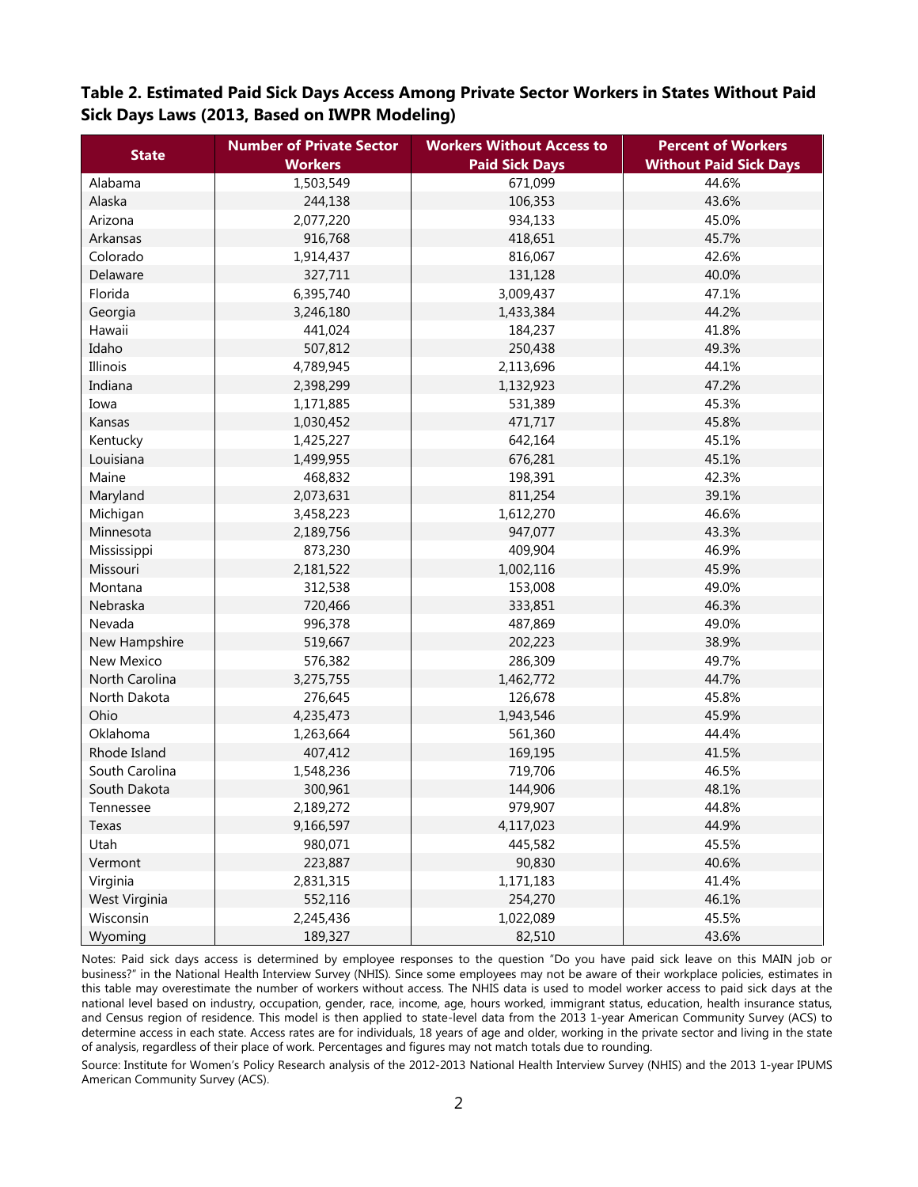**Table 2. Estimated Paid Sick Days Access Among Private Sector Workers in States Without Paid Sick Days Laws (2013, Based on IWPR Modeling)**

| State | Number of Private Sector Workers | Workers Without Access to Paid Sick Days | Percent of Workers Without Paid Sick Days |
|---|---|---|---|
| Alabama | 1,503,549 | 671,099 | 44.6% |
| Alaska | 244,138 | 106,353 | 43.6% |
| Arizona | 2,077,220 | 934,133 | 45.0% |
| Arkansas | 916,768 | 418,651 | 45.7% |
| Colorado | 1,914,437 | 816,067 | 42.6% |
| Delaware | 327,711 | 131,128 | 40.0% |
| Florida | 6,395,740 | 3,009,437 | 47.1% |
| Georgia | 3,246,180 | 1,433,384 | 44.2% |
| Hawaii | 441,024 | 184,237 | 41.8% |
| Idaho | 507,812 | 250,438 | 49.3% |
| Illinois | 4,789,945 | 2,113,696 | 44.1% |
| Indiana | 2,398,299 | 1,132,923 | 47.2% |
| Iowa | 1,171,885 | 531,389 | 45.3% |
| Kansas | 1,030,452 | 471,717 | 45.8% |
| Kentucky | 1,425,227 | 642,164 | 45.1% |
| Louisiana | 1,499,955 | 676,281 | 45.1% |
| Maine | 468,832 | 198,391 | 42.3% |
| Maryland | 2,073,631 | 811,254 | 39.1% |
| Michigan | 3,458,223 | 1,612,270 | 46.6% |
| Minnesota | 2,189,756 | 947,077 | 43.3% |
| Mississippi | 873,230 | 409,904 | 46.9% |
| Missouri | 2,181,522 | 1,002,116 | 45.9% |
| Montana | 312,538 | 153,008 | 49.0% |
| Nebraska | 720,466 | 333,851 | 46.3% |
| Nevada | 996,378 | 487,869 | 49.0% |
| New Hampshire | 519,667 | 202,223 | 38.9% |
| New Mexico | 576,382 | 286,309 | 49.7% |
| North Carolina | 3,275,755 | 1,462,772 | 44.7% |
| North Dakota | 276,645 | 126,678 | 45.8% |
| Ohio | 4,235,473 | 1,943,546 | 45.9% |
| Oklahoma | 1,263,664 | 561,360 | 44.4% |
| Rhode Island | 407,412 | 169,195 | 41.5% |
| South Carolina | 1,548,236 | 719,706 | 46.5% |
| South Dakota | 300,961 | 144,906 | 48.1% |
| Tennessee | 2,189,272 | 979,907 | 44.8% |
| Texas | 9,166,597 | 4,117,023 | 44.9% |
| Utah | 980,071 | 445,582 | 45.5% |
| Vermont | 223,887 | 90,830 | 40.6% |
| Virginia | 2,831,315 | 1,171,183 | 41.4% |
| West Virginia | 552,116 | 254,270 | 46.1% |
| Wisconsin | 2,245,436 | 1,022,089 | 45.5% |
| Wyoming | 189,327 | 82,510 | 43.6% |

Notes: Paid sick days access is determined by employee responses to the question "Do you have paid sick leave on this MAIN job or business?" in the National Health Interview Survey (NHIS). Since some employees may not be aware of their workplace policies, estimates in this table may overestimate the number of workers without access. The NHIS data is used to model worker access to paid sick days at the national level based on industry, occupation, gender, race, income, age, hours worked, immigrant status, education, health insurance status, and Census region of residence. This model is then applied to state-level data from the 2013 1-year American Community Survey (ACS) to determine access in each state. Access rates are for individuals, 18 years of age and older, working in the private sector and living in the state of analysis, regardless of their place of work. Percentages and figures may not match totals due to rounding.

Source: Institute for Women's Policy Research analysis of the 2012-2013 National Health Interview Survey (NHIS) and the 2013 1-year IPUMS American Community Survey (ACS).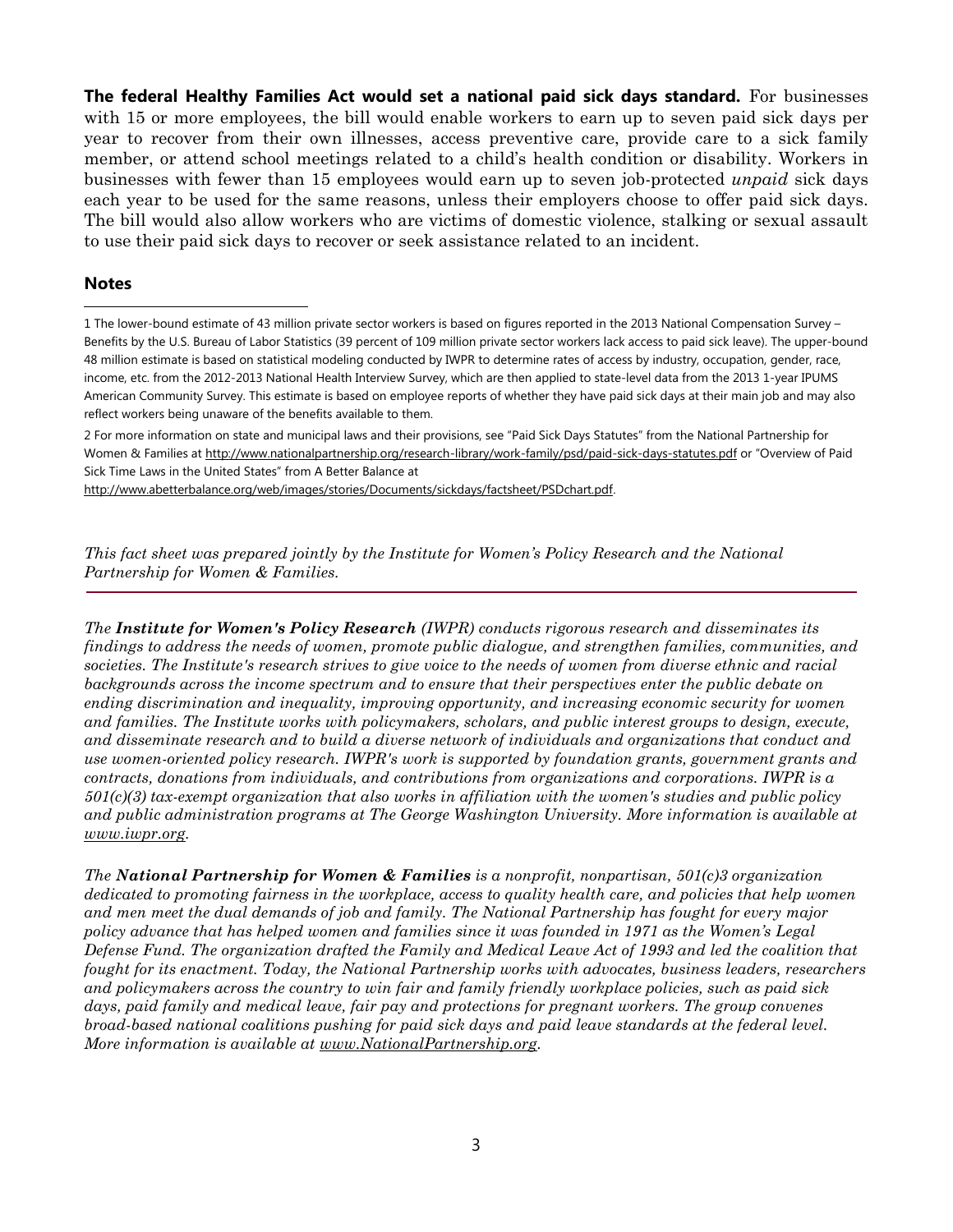**The federal Healthy Families Act would set a national paid sick days standard.** For businesses with 15 or more employees, the bill would enable workers to earn up to seven paid sick days per year to recover from their own illnesses, access preventive care, provide care to a sick family member, or attend school meetings related to a child's health condition or disability. Workers in businesses with fewer than 15 employees would earn up to seven job-protected *unpaid* sick days each year to be used for the same reasons, unless their employers choose to offer paid sick days. The bill would also allow workers who are victims of domestic violence, stalking or sexual assault to use their paid sick days to recover or seek assistance related to an incident.

## Notes

1 The lower-bound estimate of 43 million private sector workers is based on figures reported in the 2013 National Compensation Survey – Benefits by the U.S. Bureau of Labor Statistics (39 percent of 109 million private sector workers lack access to paid sick leave). The upper-bound 48 million estimate is based on statistical modeling conducted by IWPR to determine rates of access by industry, occupation, gender, race, income, etc. from the 2012-2013 National Health Interview Survey, which are then applied to state-level data from the 2013 1-year IPUMS American Community Survey. This estimate is based on employee reports of whether they have paid sick days at their main job and may also reflect workers being unaware of the benefits available to them.

2 For more information on state and municipal laws and their provisions, see "Paid Sick Days Statutes" from the National Partnership for Women & Families at http://www.nationalpartnership.org/research-library/work-family/psd/paid-sick-days-statutes.pdf or "Overview of Paid Sick Time Laws in the United States" from A Better Balance at http://www.abetterbalance.org/web/images/stories/Documents/sickdays/factsheet/PSDchart.pdf.

*This fact sheet was prepared jointly by the Institute for Women's Policy Research and the National Partnership for Women & Families.*

---

*The **Institute for Women's Policy Research** (IWPR) conducts rigorous research and disseminates its findings to address the needs of women, promote public dialogue, and strengthen families, communities, and societies. The Institute's research strives to give voice to the needs of women from diverse ethnic and racial backgrounds across the income spectrum and to ensure that their perspectives enter the public debate on ending discrimination and inequality, improving opportunity, and increasing economic security for women and families. The Institute works with policymakers, scholars, and public interest groups to design, execute, and disseminate research and to build a diverse network of individuals and organizations that conduct and use women-oriented policy research. IWPR's work is supported by foundation grants, government grants and contracts, donations from individuals, and contributions from organizations and corporations. IWPR is a 501(c)(3) tax-exempt organization that also works in affiliation with the women's studies and public policy and public administration programs at The George Washington University. More information is available at www.iwpr.org.*

*The **National Partnership for Women & Families** is a nonprofit, nonpartisan, 501(c)3 organization dedicated to promoting fairness in the workplace, access to quality health care, and policies that help women and men meet the dual demands of job and family. The National Partnership has fought for every major policy advance that has helped women and families since it was founded in 1971 as the Women's Legal Defense Fund. The organization drafted the Family and Medical Leave Act of 1993 and led the coalition that fought for its enactment. Today, the National Partnership works with advocates, business leaders, researchers and policymakers across the country to win fair and family friendly workplace policies, such as paid sick days, paid family and medical leave, fair pay and protections for pregnant workers. The group convenes broad-based national coalitions pushing for paid sick days and paid leave standards at the federal level. More information is available at www.NationalPartnership.org.*